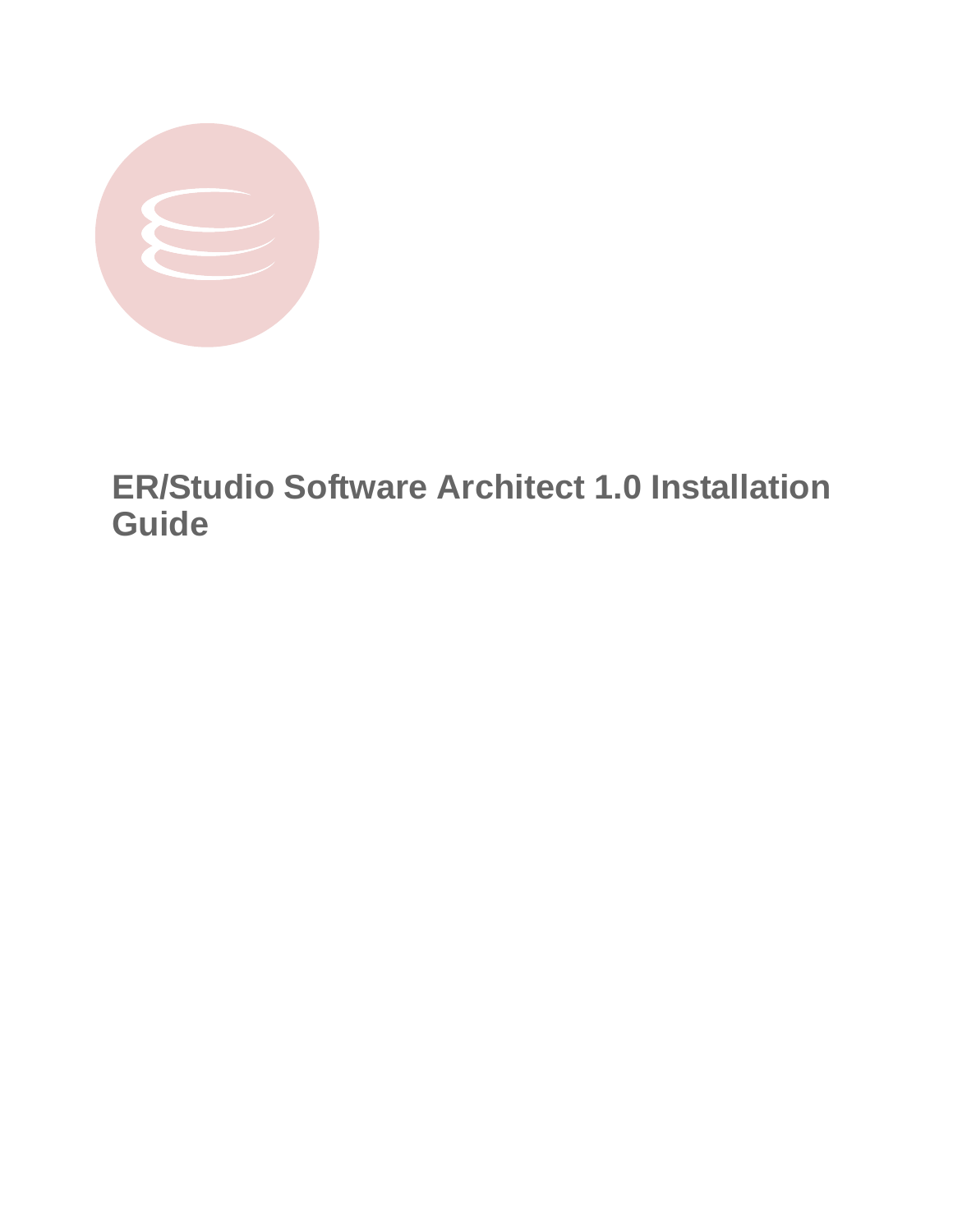# ER/Studio Software Architect 1.0 Installation Guide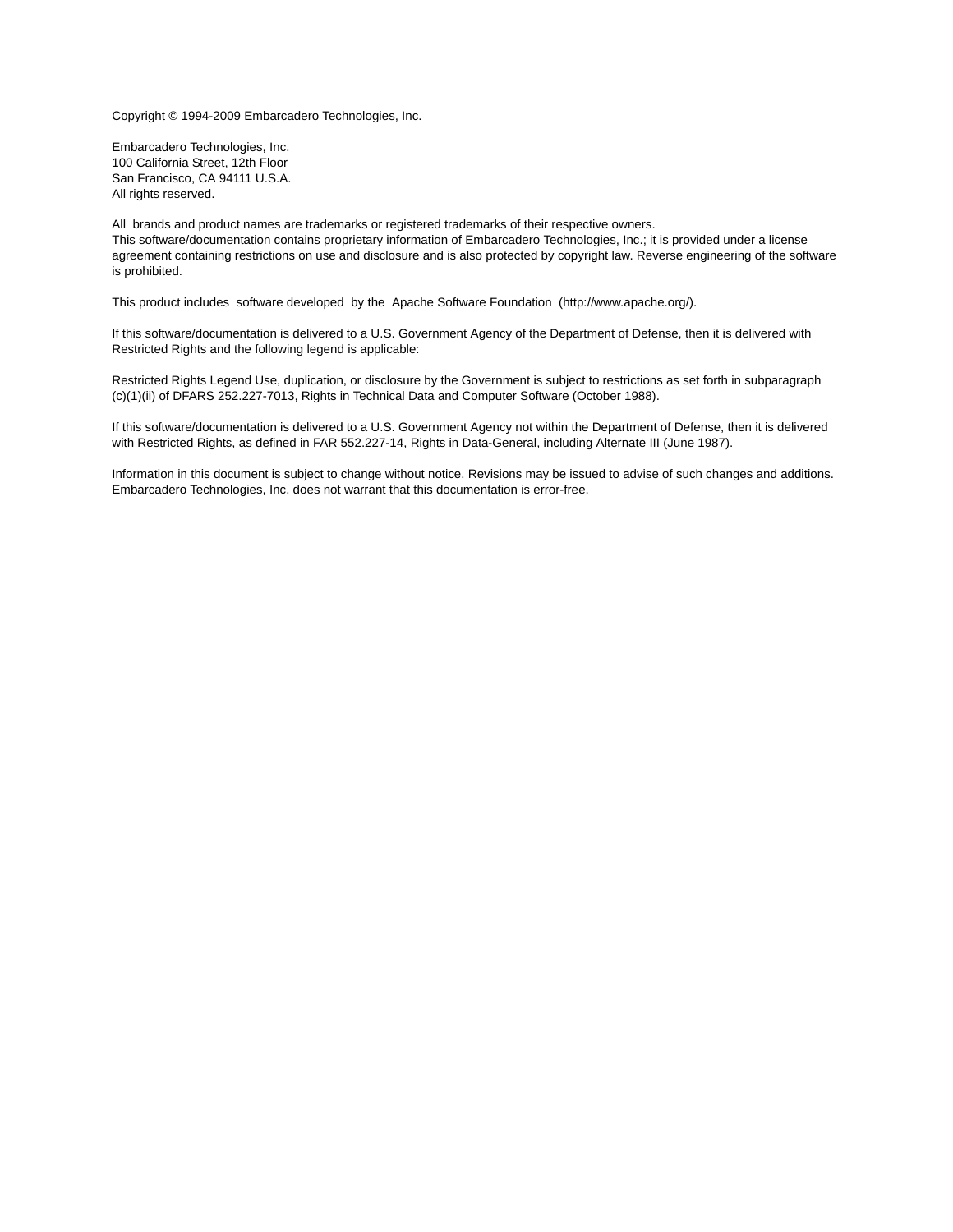Copyright © 1994-2009 Embarcadero Technologies, Inc.

Embarcadero Technologies, Inc.
100 California Street, 12th Floor
San Francisco, CA 94111 U.S.A.
All rights reserved.

All brands and product names are trademarks or registered trademarks of their respective owners.
This software/documentation contains proprietary information of Embarcadero Technologies, Inc.; it is provided under a license agreement containing restrictions on use and disclosure and is also protected by copyright law. Reverse engineering of the software is prohibited.

This product includes software developed by the Apache Software Foundation (http://www.apache.org/).

If this software/documentation is delivered to a U.S. Government Agency of the Department of Defense, then it is delivered with Restricted Rights and the following legend is applicable:

Restricted Rights Legend Use, duplication, or disclosure by the Government is subject to restrictions as set forth in subparagraph (c)(1)(ii) of DFARS 252.227-7013, Rights in Technical Data and Computer Software (October 1988).

If this software/documentation is delivered to a U.S. Government Agency not within the Department of Defense, then it is delivered with Restricted Rights, as defined in FAR 552.227-14, Rights in Data-General, including Alternate III (June 1987).

Information in this document is subject to change without notice. Revisions may be issued to advise of such changes and additions. Embarcadero Technologies, Inc. does not warrant that this documentation is error-free.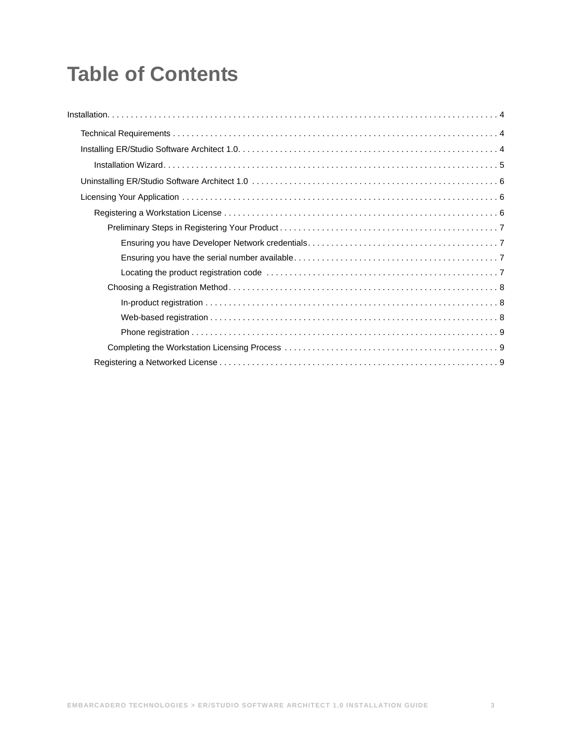# Table of Contents

Installation. . . . . . . . . . . . . . . . . . . . . . . . . . . . . . . . . . . . . . . . . . . . . . . . . . . . . . . . . . . . . . . . . . . . . . . . . . . . . . . . . . 4

- Technical Requirements . . . . . . . . . . . . . . . . . . . . . . . . . . . . . . . . . . . . . . . . . . . . . . . . . . . . . . . . . . . . . . . . . . . 4
- Installing ER/Studio Software Architect 1.0. . . . . . . . . . . . . . . . . . . . . . . . . . . . . . . . . . . . . . . . . . . . . . . . . . . . . 4
  - Installation Wizard. . . . . . . . . . . . . . . . . . . . . . . . . . . . . . . . . . . . . . . . . . . . . . . . . . . . . . . . . . . . . . . . . . . . 5
- Uninstalling ER/Studio Software Architect 1.0 . . . . . . . . . . . . . . . . . . . . . . . . . . . . . . . . . . . . . . . . . . . . . . . . . . . 6
- Licensing Your Application . . . . . . . . . . . . . . . . . . . . . . . . . . . . . . . . . . . . . . . . . . . . . . . . . . . . . . . . . . . . . . . . . 6
  - Registering a Workstation License . . . . . . . . . . . . . . . . . . . . . . . . . . . . . . . . . . . . . . . . . . . . . . . . . . . . . . . . . 6
    - Preliminary Steps in Registering Your Product . . . . . . . . . . . . . . . . . . . . . . . . . . . . . . . . . . . . . . . . . . . . . . 7
      - Ensuring you have Developer Network credentials. . . . . . . . . . . . . . . . . . . . . . . . . . . . . . . . . . . . . . . . 7
      - Ensuring you have the serial number available. . . . . . . . . . . . . . . . . . . . . . . . . . . . . . . . . . . . . . . . . . . 7
      - Locating the product registration code . . . . . . . . . . . . . . . . . . . . . . . . . . . . . . . . . . . . . . . . . . . . . . . . . 7
    - Choosing a Registration Method. . . . . . . . . . . . . . . . . . . . . . . . . . . . . . . . . . . . . . . . . . . . . . . . . . . . . . . . . 8
      - In-product registration . . . . . . . . . . . . . . . . . . . . . . . . . . . . . . . . . . . . . . . . . . . . . . . . . . . . . . . . . . . . . . 8
      - Web-based registration . . . . . . . . . . . . . . . . . . . . . . . . . . . . . . . . . . . . . . . . . . . . . . . . . . . . . . . . . . . . . 8
      - Phone registration . . . . . . . . . . . . . . . . . . . . . . . . . . . . . . . . . . . . . . . . . . . . . . . . . . . . . . . . . . . . . . . . . 9
    - Completing the Workstation Licensing Process . . . . . . . . . . . . . . . . . . . . . . . . . . . . . . . . . . . . . . . . . . . . . 9
  - Registering a Networked License . . . . . . . . . . . . . . . . . . . . . . . . . . . . . . . . . . . . . . . . . . . . . . . . . . . . . . . . . . 9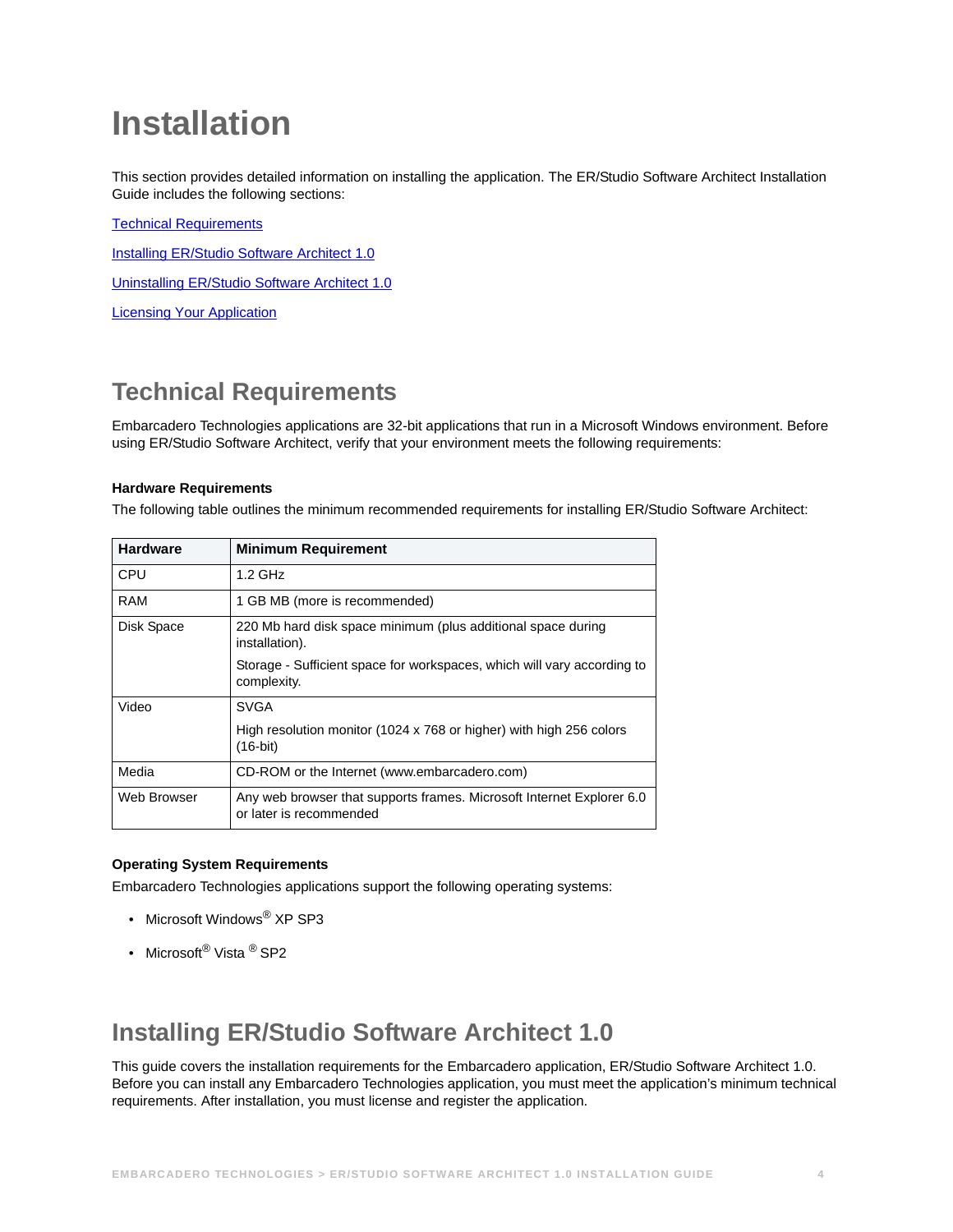# Installation

This section provides detailed information on installing the application. The ER/Studio Software Architect Installation Guide includes the following sections:

[Technical Requirements]

[Installing ER/Studio Software Architect 1.0]

[Uninstalling ER/Studio Software Architect 1.0]

[Licensing Your Application]

## Technical Requirements

Embarcadero Technologies applications are 32-bit applications that run in a Microsoft Windows environment. Before using ER/Studio Software Architect, verify that your environment meets the following requirements:

**Hardware Requirements**

The following table outlines the minimum recommended requirements for installing ER/Studio Software Architect:

| Hardware | Minimum Requirement |
|---|---|
| CPU | 1.2 GHz |
| RAM | 1 GB MB (more is recommended) |
| Disk Space | 220 Mb hard disk space minimum (plus additional space during installation).<br><br>Storage - Sufficient space for workspaces, which will vary according to complexity. |
| Video | SVGA<br><br>High resolution monitor (1024 x 768 or higher) with high 256 colors (16-bit) |
| Media | CD-ROM or the Internet (www.embarcadero.com) |
| Web Browser | Any web browser that supports frames. Microsoft Internet Explorer 6.0 or later is recommended |

**Operating System Requirements**

Embarcadero Technologies applications support the following operating systems:

- Microsoft Windows® XP SP3
- Microsoft® Vista ® SP2

## Installing ER/Studio Software Architect 1.0

This guide covers the installation requirements for the Embarcadero application, ER/Studio Software Architect 1.0. Before you can install any Embarcadero Technologies application, you must meet the application's minimum technical requirements. After installation, you must license and register the application.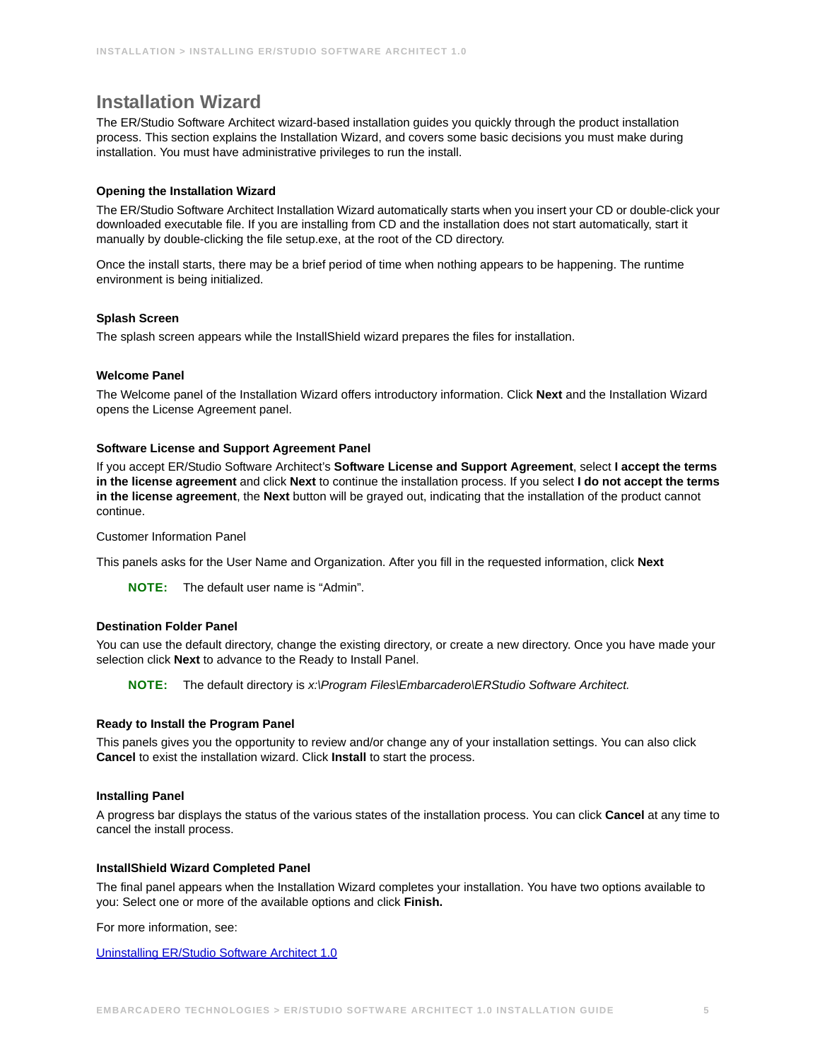# Installation Wizard

The ER/Studio Software Architect wizard-based installation guides you quickly through the product installation process. This section explains the Installation Wizard, and covers some basic decisions you must make during installation. You must have administrative privileges to run the install.

### Opening the Installation Wizard

The ER/Studio Software Architect Installation Wizard automatically starts when you insert your CD or double-click your downloaded executable file. If you are installing from CD and the installation does not start automatically, start it manually by double-clicking the file setup.exe, at the root of the CD directory.

Once the install starts, there may be a brief period of time when nothing appears to be happening. The runtime environment is being initialized.

### Splash Screen

The splash screen appears while the InstallShield wizard prepares the files for installation.

### Welcome Panel

The Welcome panel of the Installation Wizard offers introductory information. Click **Next** and the Installation Wizard opens the License Agreement panel.

### Software License and Support Agreement Panel

If you accept ER/Studio Software Architect's **Software License and Support Agreement**, select **I accept the terms in the license agreement** and click **Next** to continue the installation process. If you select **I do not accept the terms in the license agreement**, the **Next** button will be grayed out, indicating that the installation of the product cannot continue.

Customer Information Panel

This panels asks for the User Name and Organization. After you fill in the requested information, click **Next**

> **NOTE:** The default user name is "Admin".

### Destination Folder Panel

You can use the default directory, change the existing directory, or create a new directory. Once you have made your selection click **Next** to advance to the Ready to Install Panel.

> **NOTE:** The default directory is *x:\Program Files\Embarcadero\ERStudio Software Architect.*

### Ready to Install the Program Panel

This panels gives you the opportunity to review and/or change any of your installation settings. You can also click **Cancel** to exist the installation wizard. Click **Install** to start the process.

### Installing Panel

A progress bar displays the status of the various states of the installation process. You can click **Cancel** at any time to cancel the install process.

### InstallShield Wizard Completed Panel

The final panel appears when the Installation Wizard completes your installation. You have two options available to you: Select one or more of the available options and click **Finish.**

For more information, see:

Uninstalling ER/Studio Software Architect 1.0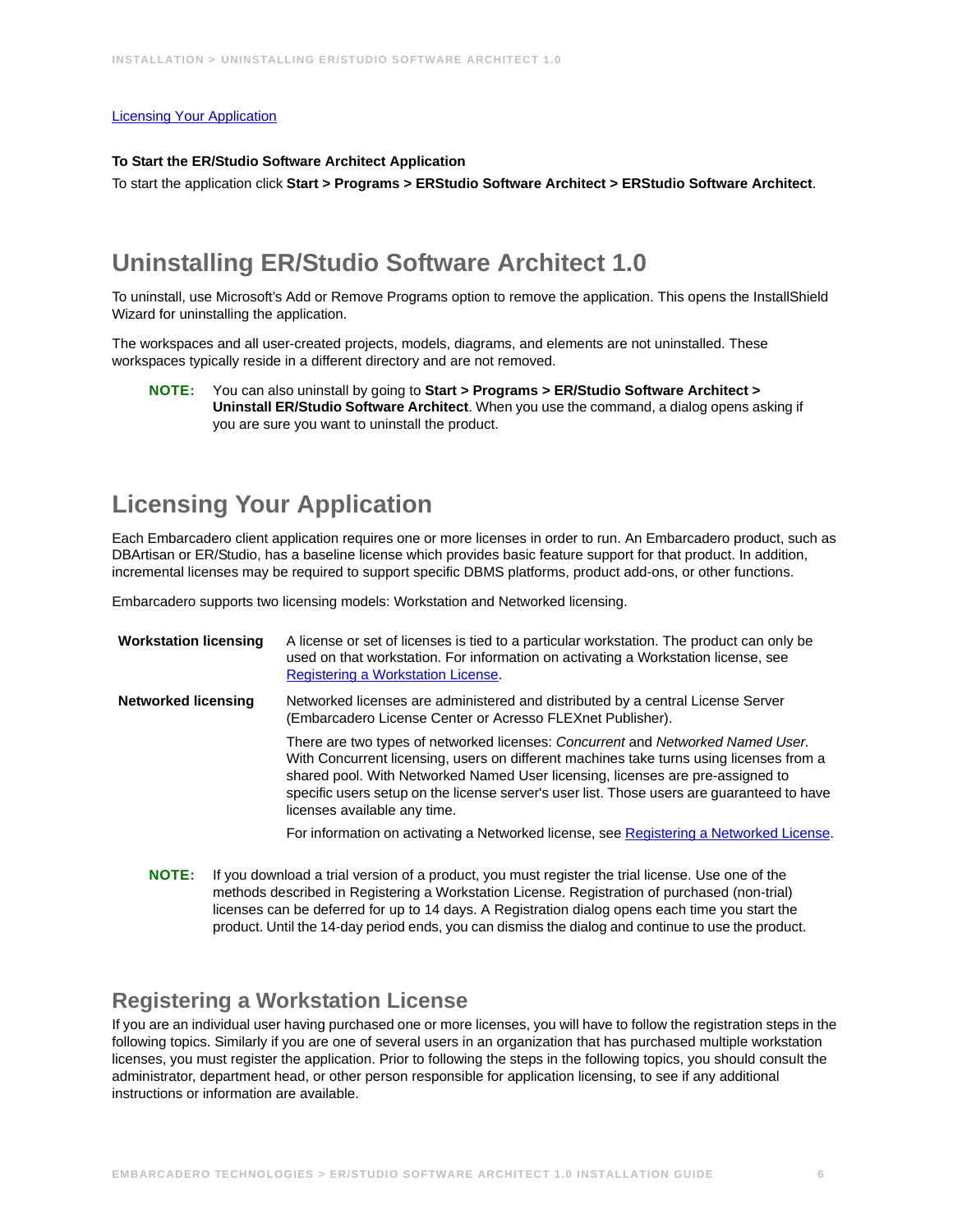[Licensing Your Application](#)

**To Start the ER/Studio Software Architect Application**

To start the application click **Start > Programs > ERStudio Software Architect > ERStudio Software Architect**.

## Uninstalling ER/Studio Software Architect 1.0

To uninstall, use Microsoft's Add or Remove Programs option to remove the application. This opens the InstallShield Wizard for uninstalling the application.

The workspaces and all user-created projects, models, diagrams, and elements are not uninstalled. These workspaces typically reside in a different directory and are not removed.

> **NOTE:** You can also uninstall by going to **Start > Programs > ER/Studio Software Architect > Uninstall ER/Studio Software Architect**. When you use the command, a dialog opens asking if you are sure you want to uninstall the product.

## Licensing Your Application

Each Embarcadero client application requires one or more licenses in order to run. An Embarcadero product, such as DBArtisan or ER/Studio, has a baseline license which provides basic feature support for that product. In addition, incremental licenses may be required to support specific DBMS platforms, product add-ons, or other functions.

Embarcadero supports two licensing models: Workstation and Networked licensing.

| | |
|---|---|
| **Workstation licensing** | A license or set of licenses is tied to a particular workstation. The product can only be used on that workstation. For information on activating a Workstation license, see [Registering a Workstation License](#). |
| **Networked licensing** | Networked licenses are administered and distributed by a central License Server (Embarcadero License Center or Acresso FLEXnet Publisher).<br><br>There are two types of networked licenses: *Concurrent* and *Networked Named User*. With Concurrent licensing, users on different machines take turns using licenses from a shared pool. With Networked Named User licensing, licenses are pre-assigned to specific users setup on the license server's user list. Those users are guaranteed to have licenses available any time.<br><br>For information on activating a Networked license, see [Registering a Networked License](#). |

> **NOTE:** If you download a trial version of a product, you must register the trial license. Use one of the methods described in Registering a Workstation License. Registration of purchased (non-trial) licenses can be deferred for up to 14 days. A Registration dialog opens each time you start the product. Until the 14-day period ends, you can dismiss the dialog and continue to use the product.

### Registering a Workstation License

If you are an individual user having purchased one or more licenses, you will have to follow the registration steps in the following topics. Similarly if you are one of several users in an organization that has purchased multiple workstation licenses, you must register the application. Prior to following the steps in the following topics, you should consult the administrator, department head, or other person responsible for application licensing, to see if any additional instructions or information are available.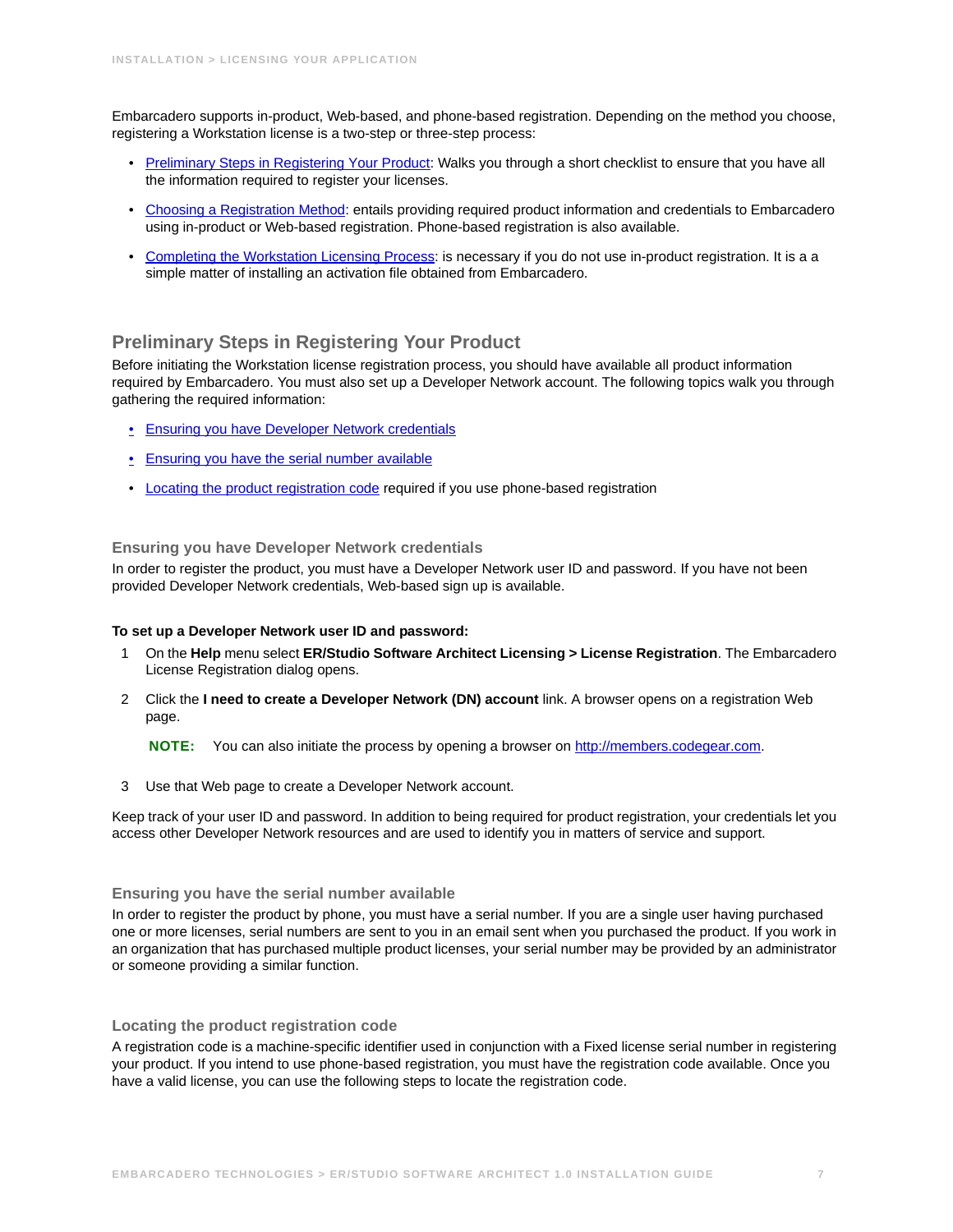Embarcadero supports in-product, Web-based, and phone-based registration. Depending on the method you choose, registering a Workstation license is a two-step or three-step process:

- Preliminary Steps in Registering Your Product: Walks you through a short checklist to ensure that you have all the information required to register your licenses.
- Choosing a Registration Method: entails providing required product information and credentials to Embarcadero using in-product or Web-based registration. Phone-based registration is also available.
- Completing the Workstation Licensing Process: is necessary if you do not use in-product registration. It is a a simple matter of installing an activation file obtained from Embarcadero.

## Preliminary Steps in Registering Your Product

Before initiating the Workstation license registration process, you should have available all product information required by Embarcadero. You must also set up a Developer Network account. The following topics walk you through gathering the required information:

- Ensuring you have Developer Network credentials
- Ensuring you have the serial number available
- Locating the product registration code required if you use phone-based registration

### Ensuring you have Developer Network credentials

In order to register the product, you must have a Developer Network user ID and password. If you have not been provided Developer Network credentials, Web-based sign up is available.

**To set up a Developer Network user ID and password:**

1. On the **Help** menu select **ER/Studio Software Architect Licensing > License Registration**. The Embarcadero License Registration dialog opens.
2. Click the **I need to create a Developer Network (DN) account** link. A browser opens on a registration Web page.

   **NOTE:** You can also initiate the process by opening a browser on http://members.codegear.com.

3. Use that Web page to create a Developer Network account.

Keep track of your user ID and password. In addition to being required for product registration, your credentials let you access other Developer Network resources and are used to identify you in matters of service and support.

### Ensuring you have the serial number available

In order to register the product by phone, you must have a serial number. If you are a single user having purchased one or more licenses, serial numbers are sent to you in an email sent when you purchased the product. If you work in an organization that has purchased multiple product licenses, your serial number may be provided by an administrator or someone providing a similar function.

### Locating the product registration code

A registration code is a machine-specific identifier used in conjunction with a Fixed license serial number in registering your product. If you intend to use phone-based registration, you must have the registration code available. Once you have a valid license, you can use the following steps to locate the registration code.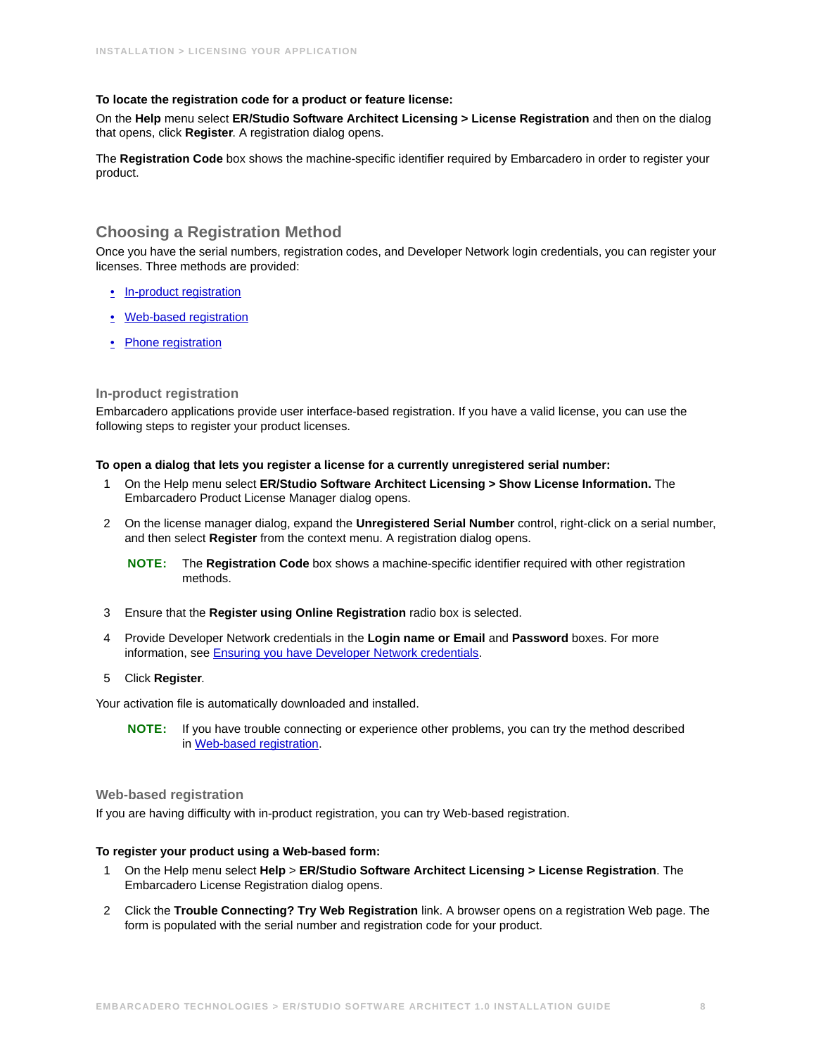**To locate the registration code for a product or feature license:**

On the **Help** menu select **ER/Studio Software Architect Licensing > License Registration** and then on the dialog that opens, click **Register**. A registration dialog opens.

The **Registration Code** box shows the machine-specific identifier required by Embarcadero in order to register your product.

## Choosing a Registration Method

Once you have the serial numbers, registration codes, and Developer Network login credentials, you can register your licenses. Three methods are provided:

- In-product registration
- Web-based registration
- Phone registration

### In-product registration

Embarcadero applications provide user interface-based registration. If you have a valid license, you can use the following steps to register your product licenses.

**To open a dialog that lets you register a license for a currently unregistered serial number:**

1. On the Help menu select **ER/Studio Software Architect Licensing > Show License Information.** The Embarcadero Product License Manager dialog opens.
2. On the license manager dialog, expand the **Unregistered Serial Number** control, right-click on a serial number, and then select **Register** from the context menu. A registration dialog opens.

   **NOTE:** The **Registration Code** box shows a machine-specific identifier required with other registration methods.

3. Ensure that the **Register using Online Registration** radio box is selected.
4. Provide Developer Network credentials in the **Login name or Email** and **Password** boxes. For more information, see Ensuring you have Developer Network credentials.
5. Click **Register**.

Your activation file is automatically downloaded and installed.

**NOTE:** If you have trouble connecting or experience other problems, you can try the method described in Web-based registration.

### Web-based registration

If you are having difficulty with in-product registration, you can try Web-based registration.

**To register your product using a Web-based form:**

1. On the Help menu select **Help** > **ER/Studio Software Architect Licensing > License Registration**. The Embarcadero License Registration dialog opens.
2. Click the **Trouble Connecting? Try Web Registration** link. A browser opens on a registration Web page. The form is populated with the serial number and registration code for your product.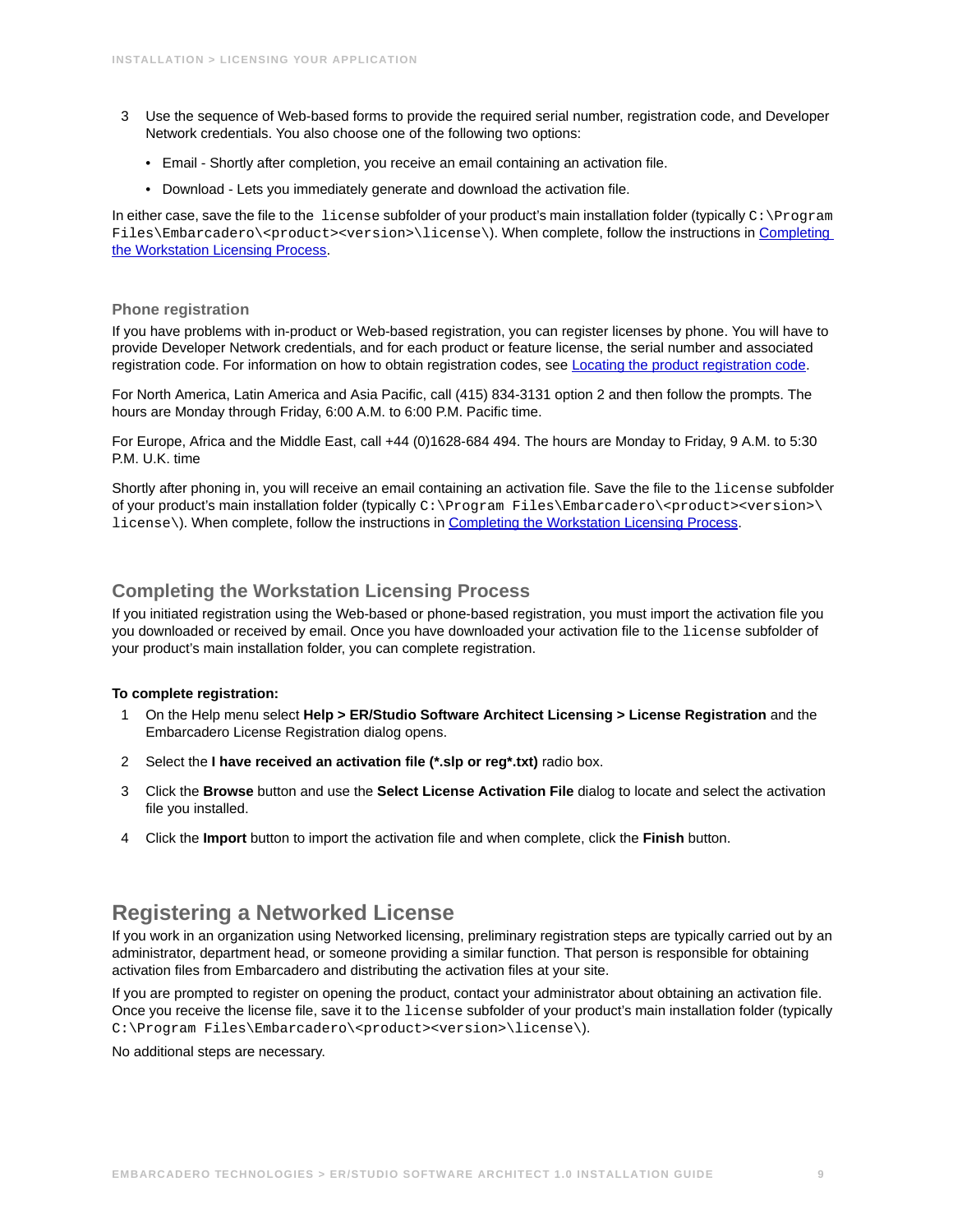3 Use the sequence of Web-based forms to provide the required serial number, registration code, and Developer Network credentials. You also choose one of the following two options:

   - Email - Shortly after completion, you receive an email containing an activation file.
   - Download - Lets you immediately generate and download the activation file.

In either case, save the file to the `license` subfolder of your product's main installation folder (typically `C:\Program Files\Embarcadero\<product><version>\license\`). When complete, follow the instructions in Completing the Workstation Licensing Process.

### Phone registration

If you have problems with in-product or Web-based registration, you can register licenses by phone. You will have to provide Developer Network credentials, and for each product or feature license, the serial number and associated registration code. For information on how to obtain registration codes, see Locating the product registration code.

For North America, Latin America and Asia Pacific, call (415) 834-3131 option 2 and then follow the prompts. The hours are Monday through Friday, 6:00 A.M. to 6:00 P.M. Pacific time.

For Europe, Africa and the Middle East, call +44 (0)1628-684 494. The hours are Monday to Friday, 9 A.M. to 5:30 P.M. U.K. time

Shortly after phoning in, you will receive an email containing an activation file. Save the file to the `license` subfolder of your product's main installation folder (typically `C:\Program Files\Embarcadero\<product><version>\license\`). When complete, follow the instructions in Completing the Workstation Licensing Process.

## Completing the Workstation Licensing Process

If you initiated registration using the Web-based or phone-based registration, you must import the activation file you you downloaded or received by email. Once you have downloaded your activation file to the `license` subfolder of your product's main installation folder, you can complete registration.

**To complete registration:**

1. On the Help menu select **Help > ER/Studio Software Architect Licensing > License Registration** and the Embarcadero License Registration dialog opens.
2. Select the **I have received an activation file (*.slp or reg*.txt)** radio box.
3. Click the **Browse** button and use the **Select License Activation File** dialog to locate and select the activation file you installed.
4. Click the **Import** button to import the activation file and when complete, click the **Finish** button.

# Registering a Networked License

If you work in an organization using Networked licensing, preliminary registration steps are typically carried out by an administrator, department head, or someone providing a similar function. That person is responsible for obtaining activation files from Embarcadero and distributing the activation files at your site.

If you are prompted to register on opening the product, contact your administrator about obtaining an activation file. Once you receive the license file, save it to the `license` subfolder of your product's main installation folder (typically `C:\Program Files\Embarcadero\<product><version>\license\`).

No additional steps are necessary.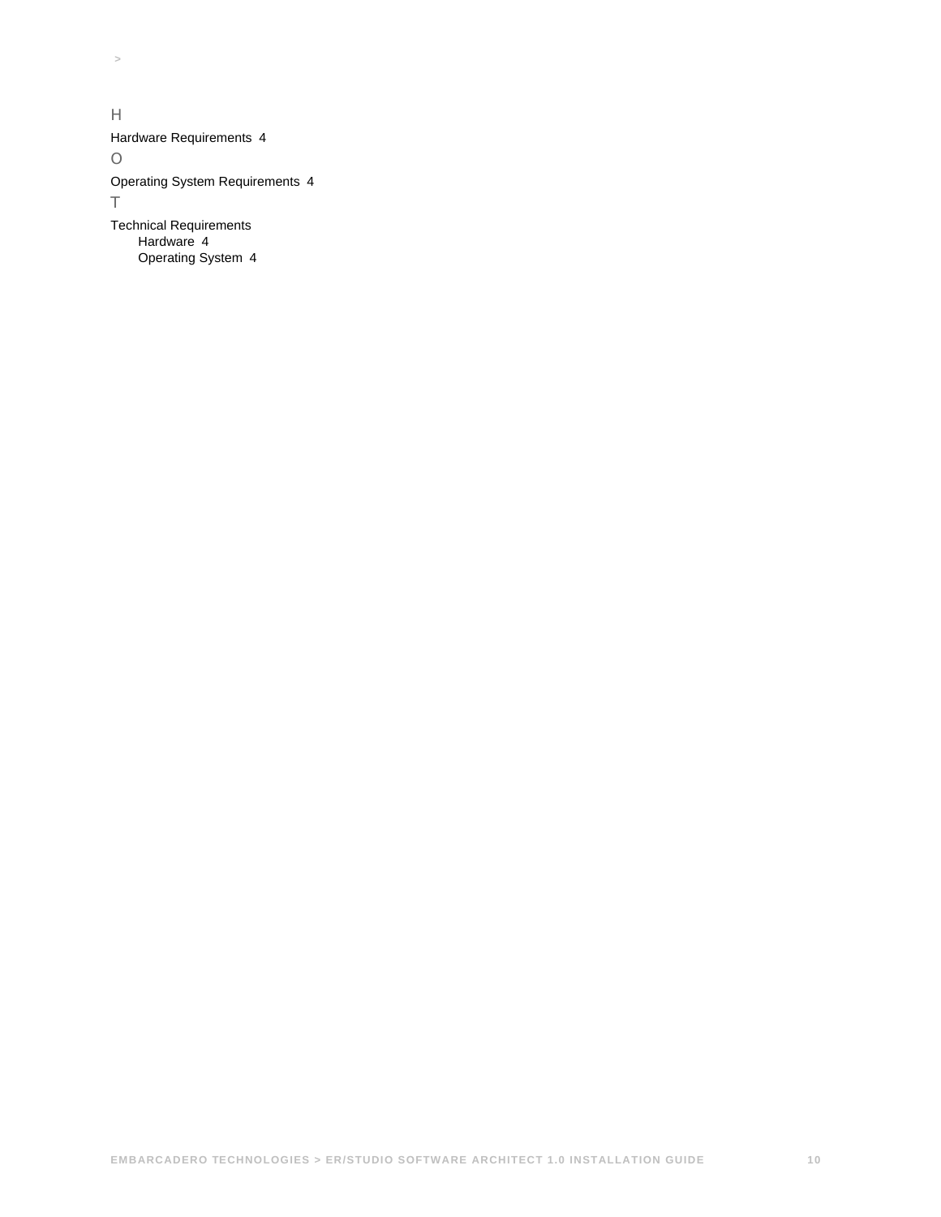## H

Hardware Requirements 4

## O

Operating System Requirements 4

## T

Technical Requirements
- Hardware 4
- Operating System 4